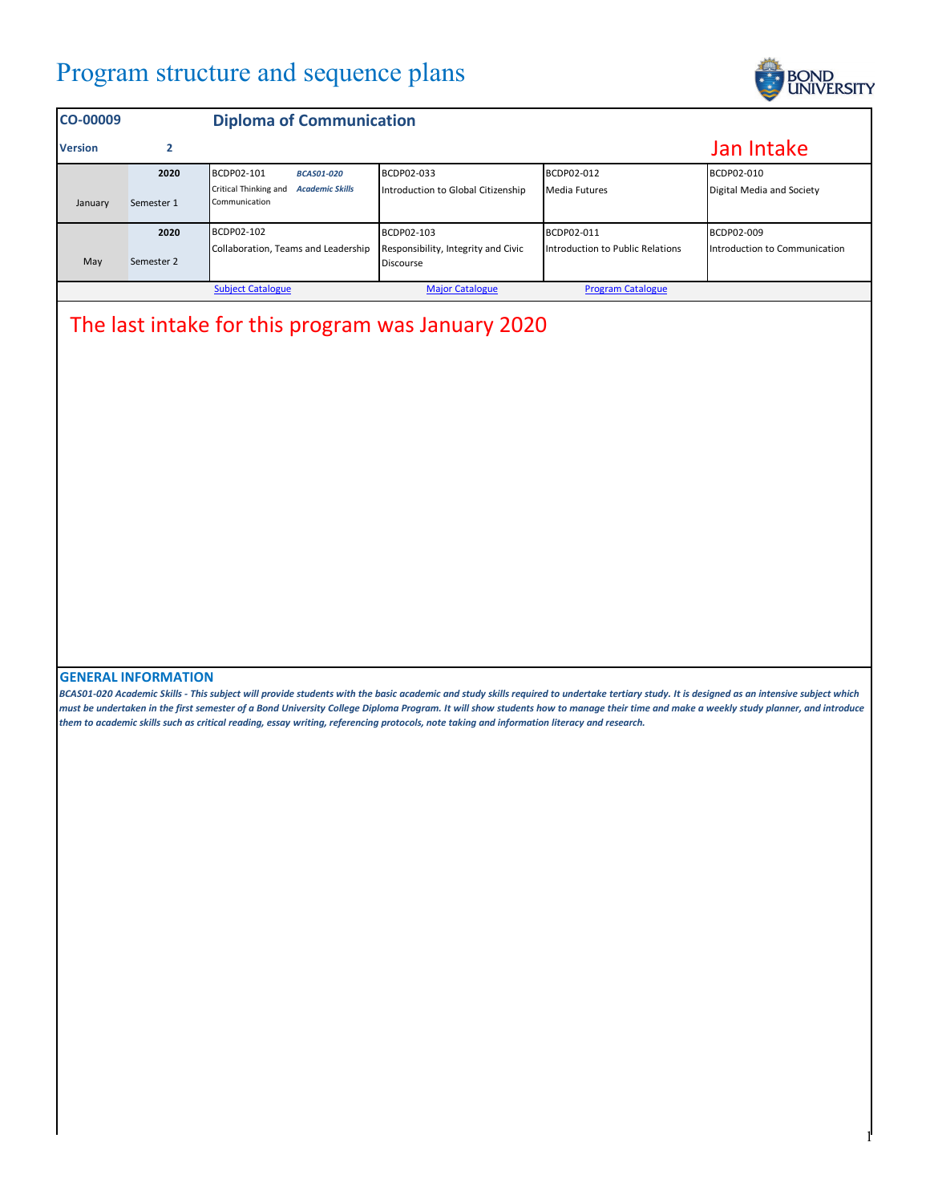# Program structure and sequence plans

| CO-00009 | | Diploma of Communication | | | |
|---|---|---|---|---|---|
| Version | 2 | | | | Jan Intake |
| January | 2020 Semester 1 | BCDP02-101 Critical Thinking and Communication *BCAS01-020 Academic Skills* | BCDP02-033 Introduction to Global Citizenship | BCDP02-012 Media Futures | BCDP02-010 Digital Media and Society |
| May | 2020 Semester 2 | BCDP02-102 Collaboration, Teams and Leadership | BCDP02-103 Responsibility, Integrity and Civic Discourse | BCDP02-011 Introduction to Public Relations | BCDP02-009 Introduction to Communication |
| | | Subject Catalogue | Major Catalogue | Program Catalogue | |

The last intake for this program was January 2020

## GENERAL INFORMATION

***BCAS01-020 Academic Skills - This subject will provide students with the basic academic and study skills required to undertake tertiary study. It is designed as an intensive subject which must be undertaken in the first semester of a Bond University College Diploma Program. It will show students how to manage their time and make a weekly study planner, and introduce them to academic skills such as critical reading, essay writing, referencing protocols, note taking and information literacy and research.***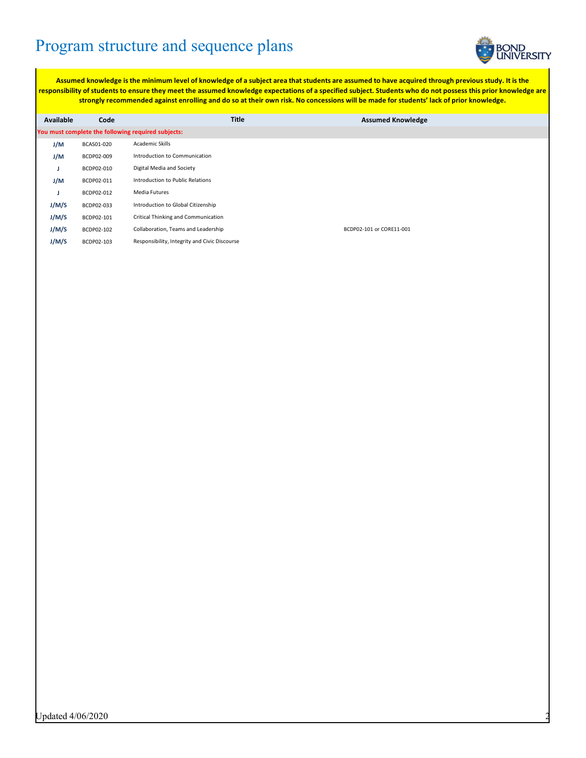# Program structure and sequence plans

**Assumed knowledge is the minimum level of knowledge of a subject area that students are assumed to have acquired through previous study. It is the responsibility of students to ensure they meet the assumed knowledge expectations of a specified subject. Students who do not possess this prior knowledge are strongly recommended against enrolling and do so at their own risk. No concessions will be made for students' lack of prior knowledge.**

| Available | Code | Title | Assumed Knowledge |
|---|---|---|---|
| **You must complete the following required subjects:** | | | |
| J/M | BCAS01-020 | Academic Skills | |
| J/M | BCDP02-009 | Introduction to Communication | |
| J | BCDP02-010 | Digital Media and Society | |
| J/M | BCDP02-011 | Introduction to Public Relations | |
| J | BCDP02-012 | Media Futures | |
| J/M/S | BCDP02-033 | Introduction to Global Citizenship | |
| J/M/S | BCDP02-101 | Critical Thinking and Communication | |
| J/M/S | BCDP02-102 | Collaboration, Teams and Leadership | BCDP02-101 or CORE11-001 |
| J/M/S | BCDP02-103 | Responsibility, Integrity and Civic Discourse | |

Updated 4/06/2020